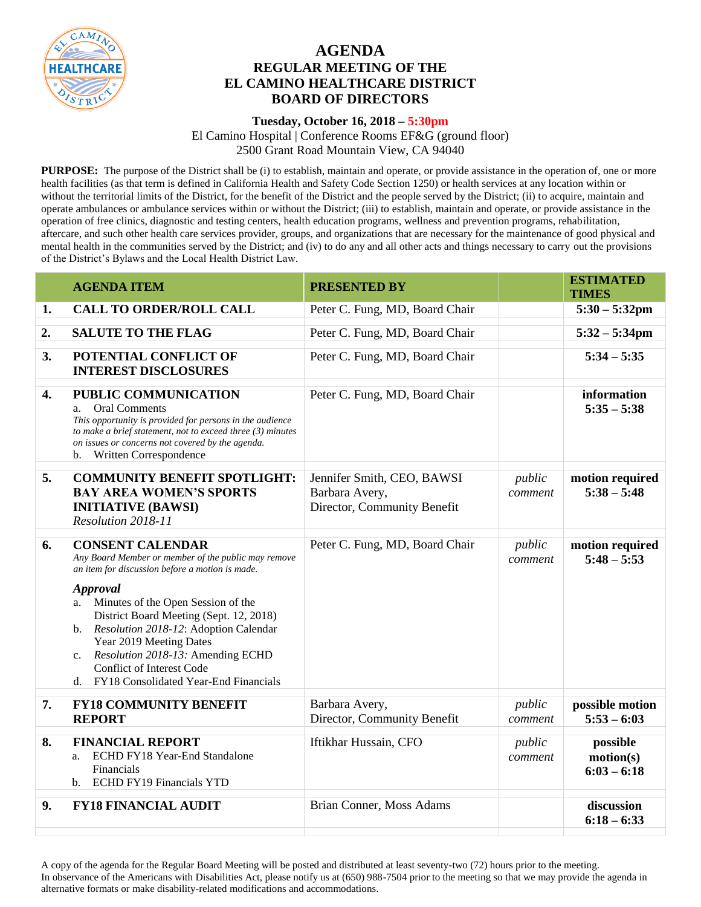# AGENDA
## REGULAR MEETING OF THE EL CAMINO HEALTHCARE DISTRICT BOARD OF DIRECTORS

**Tuesday, October 16, 2018 – 5:30pm**

El Camino Hospital | Conference Rooms EF&G (ground floor)
2500 Grant Road Mountain View, CA 94040

**PURPOSE:** The purpose of the District shall be (i) to establish, maintain and operate, or provide assistance in the operation of, one or more health facilities (as that term is defined in California Health and Safety Code Section 1250) or health services at any location within or without the territorial limits of the District, for the benefit of the District and the people served by the District; (ii) to acquire, maintain and operate ambulances or ambulance services within or without the District; (iii) to establish, maintain and operate, or provide assistance in the operation of free clinics, diagnostic and testing centers, health education programs, wellness and prevention programs, rehabilitation, aftercare, and such other health care services provider, groups, and organizations that are necessary for the maintenance of good physical and mental health in the communities served by the District; and (iv) to do any and all other acts and things necessary to carry out the provisions of the District's Bylaws and the Local Health District Law.

| | AGENDA ITEM | PRESENTED BY | | ESTIMATED TIMES |
|---|---|---|---|---|
| 1. | **CALL TO ORDER/ROLL CALL** | Peter C. Fung, MD, Board Chair | | **5:30 – 5:32pm** |
| 2. | **SALUTE TO THE FLAG** | Peter C. Fung, MD, Board Chair | | **5:32 – 5:34pm** |
| 3. | **POTENTIAL CONFLICT OF INTEREST DISCLOSURES** | Peter C. Fung, MD, Board Chair | | **5:34 – 5:35** |
| 4. | **PUBLIC COMMUNICATION**<br>a. Oral Comments<br>*This opportunity is provided for persons in the audience to make a brief statement, not to exceed three (3) minutes on issues or concerns not covered by the agenda.*<br>b. Written Correspondence | Peter C. Fung, MD, Board Chair | | **information<br>5:35 – 5:38** |
| 5. | **COMMUNITY BENEFIT SPOTLIGHT: BAY AREA WOMEN'S SPORTS INITIATIVE (BAWSI)**<br>*Resolution 2018-11* | Jennifer Smith, CEO, BAWSI<br>Barbara Avery, Director, Community Benefit | *public comment* | **motion required<br>5:38 – 5:48** |
| 6. | **CONSENT CALENDAR**<br>*Any Board Member or member of the public may remove an item for discussion before a motion is made.*<br>***Approval***<br>a. Minutes of the Open Session of the District Board Meeting (Sept. 12, 2018)<br>b. *Resolution 2018-12*: Adoption Calendar Year 2019 Meeting Dates<br>c. *Resolution 2018-13:* Amending ECHD Conflict of Interest Code<br>d. FY18 Consolidated Year-End Financials | Peter C. Fung, MD, Board Chair | *public comment* | **motion required<br>5:48 – 5:53** |
| 7. | **FY18 COMMUNITY BENEFIT REPORT** | Barbara Avery, Director, Community Benefit | *public comment* | **possible motion<br>5:53 – 6:03** |
| 8. | **FINANCIAL REPORT**<br>a. ECHD FY18 Year-End Standalone Financials<br>b. ECHD FY19 Financials YTD | Iftikhar Hussain, CFO | *public comment* | **possible motion(s)<br>6:03 – 6:18** |
| 9. | **FY18 FINANCIAL AUDIT** | Brian Conner, Moss Adams | | **discussion<br>6:18 – 6:33** |

A copy of the agenda for the Regular Board Meeting will be posted and distributed at least seventy-two (72) hours prior to the meeting.
In observance of the Americans with Disabilities Act, please notify us at (650) 988-7504 prior to the meeting so that we may provide the agenda in alternative formats or make disability-related modifications and accommodations.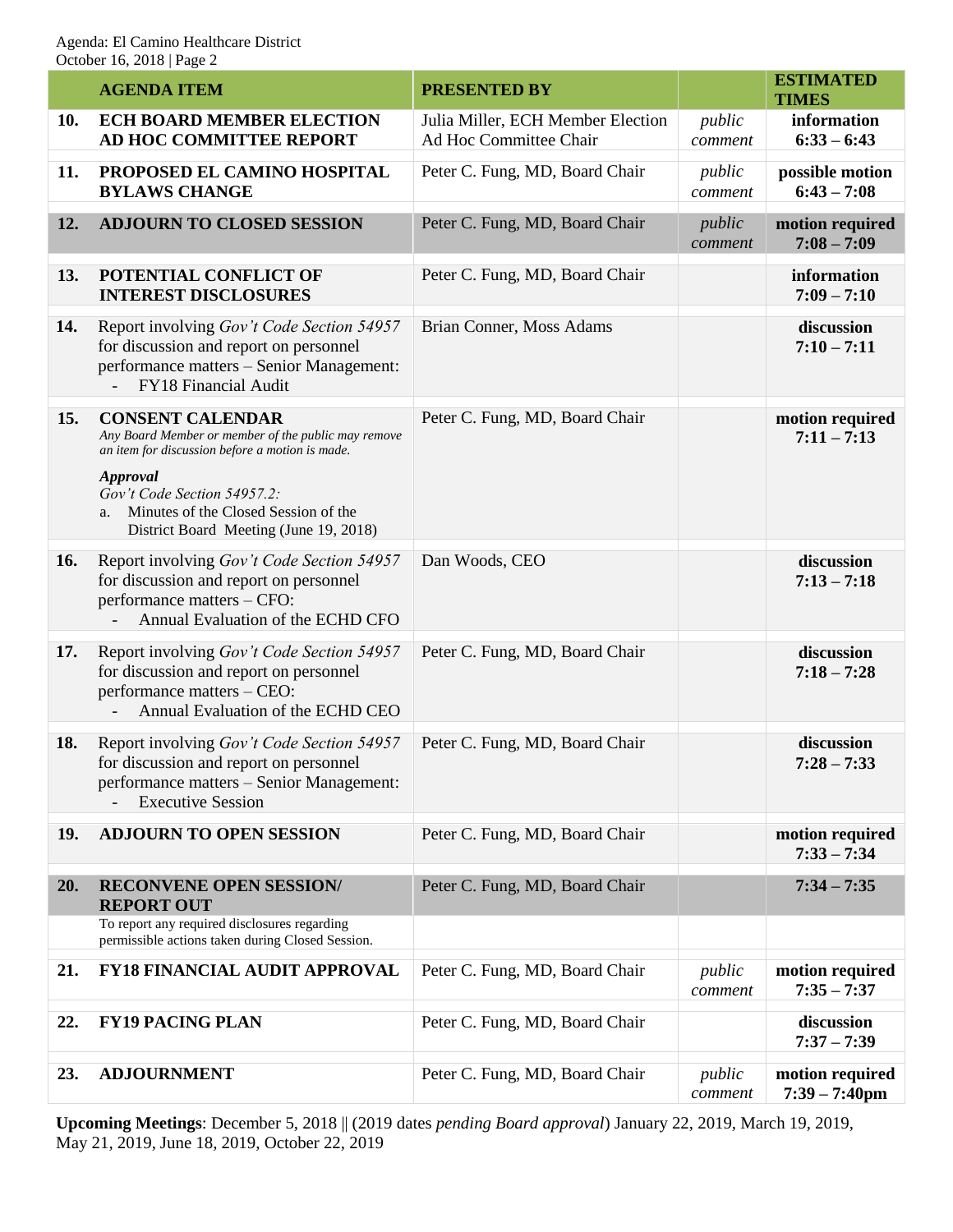| | AGENDA ITEM | PRESENTED BY | | ESTIMATED TIMES |
|---|---|---|---|---|
| 10. | **ECH BOARD MEMBER ELECTION AD HOC COMMITTEE REPORT** | Julia Miller, ECH Member Election Ad Hoc Committee Chair | *public comment* | **information 6:33 – 6:43** |
| 11. | **PROPOSED EL CAMINO HOSPITAL BYLAWS CHANGE** | Peter C. Fung, MD, Board Chair | *public comment* | **possible motion 6:43 – 7:08** |
| 12. | **ADJOURN TO CLOSED SESSION** | Peter C. Fung, MD, Board Chair | *public comment* | **motion required 7:08 – 7:09** |
| 13. | **POTENTIAL CONFLICT OF INTEREST DISCLOSURES** | Peter C. Fung, MD, Board Chair | | **information 7:09 – 7:10** |
| 14. | Report involving *Gov't Code Section 54957* for discussion and report on personnel performance matters – Senior Management: - FY18 Financial Audit | Brian Conner, Moss Adams | | **discussion 7:10 – 7:11** |
| 15. | **CONSENT CALENDAR** *Any Board Member or member of the public may remove an item for discussion before a motion is made.* ***Approval*** *Gov't Code Section 54957.2:* a. Minutes of the Closed Session of the District Board Meeting (June 19, 2018) | Peter C. Fung, MD, Board Chair | | **motion required 7:11 – 7:13** |
| 16. | Report involving *Gov't Code Section 54957* for discussion and report on personnel performance matters – CFO: - Annual Evaluation of the ECHD CFO | Dan Woods, CEO | | **discussion 7:13 – 7:18** |
| 17. | Report involving *Gov't Code Section 54957* for discussion and report on personnel performance matters – CEO: - Annual Evaluation of the ECHD CEO | Peter C. Fung, MD, Board Chair | | **discussion 7:18 – 7:28** |
| 18. | Report involving *Gov't Code Section 54957* for discussion and report on personnel performance matters – Senior Management: - Executive Session | Peter C. Fung, MD, Board Chair | | **discussion 7:28 – 7:33** |
| 19. | **ADJOURN TO OPEN SESSION** | Peter C. Fung, MD, Board Chair | | **motion required 7:33 – 7:34** |
| 20. | **RECONVENE OPEN SESSION/ REPORT OUT** To report any required disclosures regarding permissible actions taken during Closed Session. | Peter C. Fung, MD, Board Chair | | **7:34 – 7:35** |
| 21. | **FY18 FINANCIAL AUDIT APPROVAL** | Peter C. Fung, MD, Board Chair | *public comment* | **motion required 7:35 – 7:37** |
| 22. | **FY19 PACING PLAN** | Peter C. Fung, MD, Board Chair | | **discussion 7:37 – 7:39** |
| 23. | **ADJOURNMENT** | Peter C. Fung, MD, Board Chair | *public comment* | **motion required 7:39 – 7:40pm** |

**Upcoming Meetings**: December 5, 2018 || (2019 dates *pending Board approval*) January 22, 2019, March 19, 2019, May 21, 2019, June 18, 2019, October 22, 2019